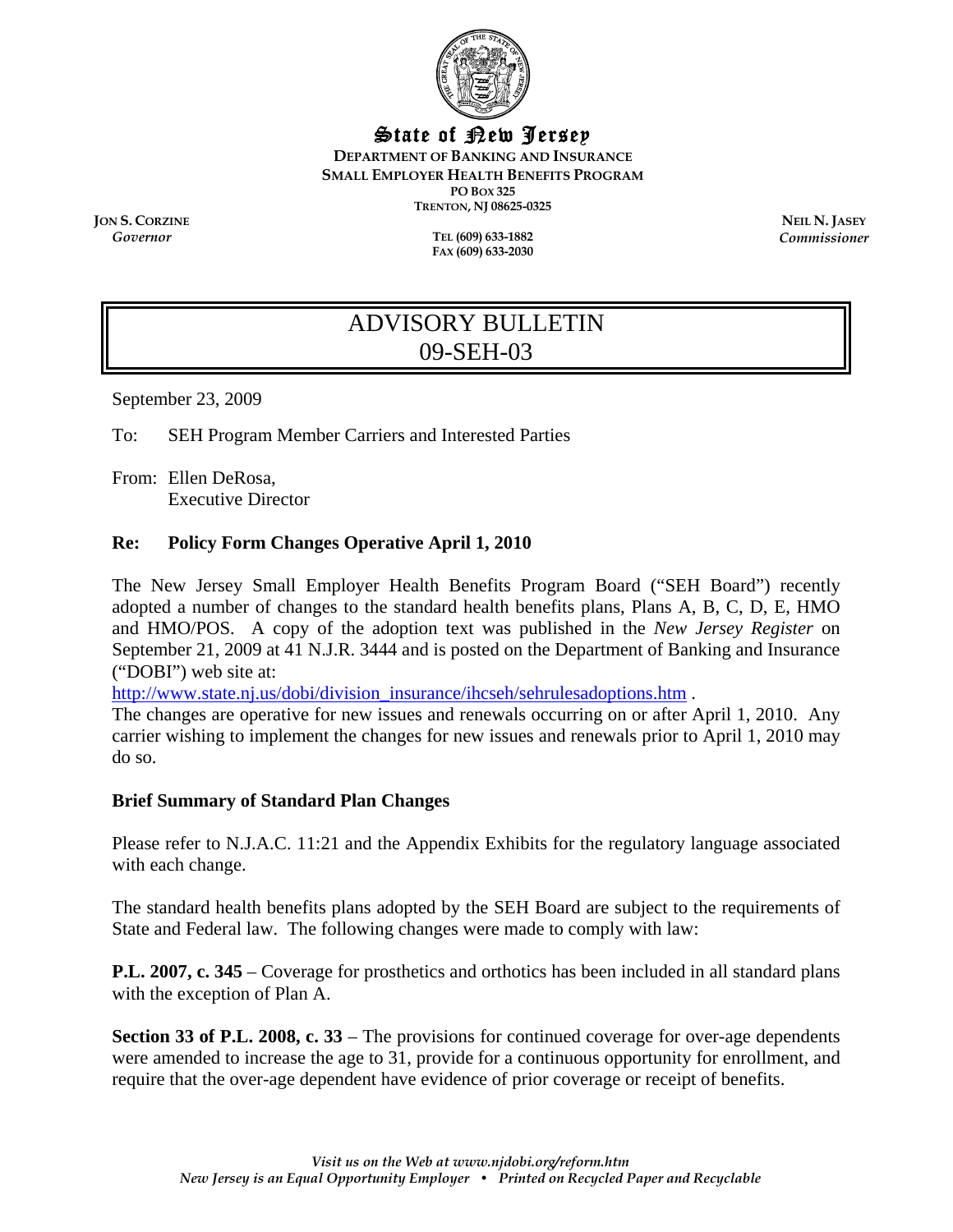State of New Jersey

DEPARTMENT OF BANKING AND INSURANCE
SMALL EMPLOYER HEALTH BENEFITS PROGRAM
PO BOX 325
TRENTON, NJ 08625-0325

JON S. CORZINE
*Governor*

TEL (609) 633-1882
FAX (609) 633-2030

NEIL N. JASEY
*Commissioner*

# ADVISORY BULLETIN
# 09-SEH-03

September 23, 2009

To: SEH Program Member Carriers and Interested Parties

From: Ellen DeRosa,
Executive Director

**Re: Policy Form Changes Operative April 1, 2010**

The New Jersey Small Employer Health Benefits Program Board ("SEH Board") recently adopted a number of changes to the standard health benefits plans, Plans A, B, C, D, E, HMO and HMO/POS. A copy of the adoption text was published in the *New Jersey Register* on September 21, 2009 at 41 N.J.R. 3444 and is posted on the Department of Banking and Insurance ("DOBI") web site at:
http://www.state.nj.us/dobi/division_insurance/ihcseh/sehrulesadoptions.htm .
The changes are operative for new issues and renewals occurring on or after April 1, 2010. Any carrier wishing to implement the changes for new issues and renewals prior to April 1, 2010 may do so.

**Brief Summary of Standard Plan Changes**

Please refer to N.J.A.C. 11:21 and the Appendix Exhibits for the regulatory language associated with each change.

The standard health benefits plans adopted by the SEH Board are subject to the requirements of State and Federal law. The following changes were made to comply with law:

**P.L. 2007, c. 345** – Coverage for prosthetics and orthotics has been included in all standard plans with the exception of Plan A.

**Section 33 of P.L. 2008, c. 33** – The provisions for continued coverage for over-age dependents were amended to increase the age to 31, provide for a continuous opportunity for enrollment, and require that the over-age dependent have evidence of prior coverage or receipt of benefits.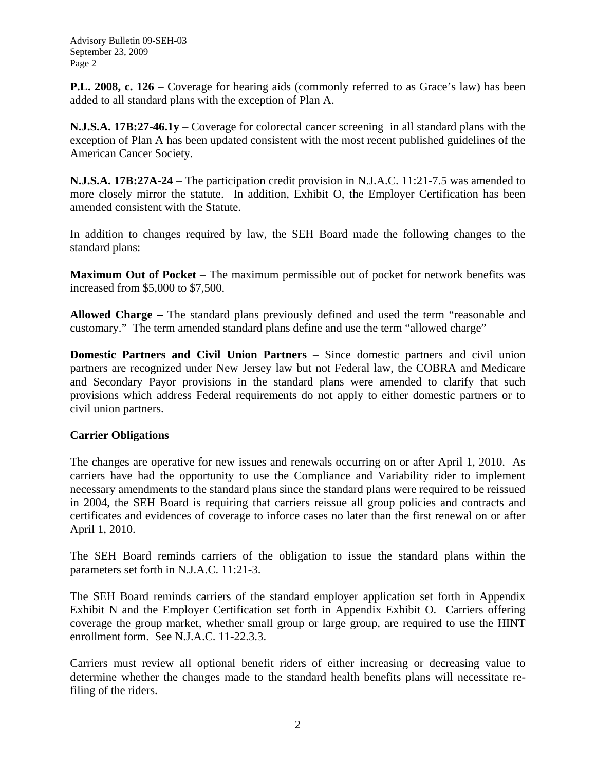**P.L. 2008, c. 126** – Coverage for hearing aids (commonly referred to as Grace's law) has been added to all standard plans with the exception of Plan A.

**N.J.S.A. 17B:27-46.1y** – Coverage for colorectal cancer screening in all standard plans with the exception of Plan A has been updated consistent with the most recent published guidelines of the American Cancer Society.

**N.J.S.A. 17B:27A-24** – The participation credit provision in N.J.A.C. 11:21-7.5 was amended to more closely mirror the statute. In addition, Exhibit O, the Employer Certification has been amended consistent with the Statute.

In addition to changes required by law, the SEH Board made the following changes to the standard plans:

**Maximum Out of Pocket** – The maximum permissible out of pocket for network benefits was increased from $5,000 to $7,500.

**Allowed Charge –** The standard plans previously defined and used the term "reasonable and customary." The term amended standard plans define and use the term "allowed charge"

**Domestic Partners and Civil Union Partners** – Since domestic partners and civil union partners are recognized under New Jersey law but not Federal law, the COBRA and Medicare and Secondary Payor provisions in the standard plans were amended to clarify that such provisions which address Federal requirements do not apply to either domestic partners or to civil union partners.

**Carrier Obligations**

The changes are operative for new issues and renewals occurring on or after April 1, 2010. As carriers have had the opportunity to use the Compliance and Variability rider to implement necessary amendments to the standard plans since the standard plans were required to be reissued in 2004, the SEH Board is requiring that carriers reissue all group policies and contracts and certificates and evidences of coverage to inforce cases no later than the first renewal on or after April 1, 2010.

The SEH Board reminds carriers of the obligation to issue the standard plans within the parameters set forth in N.J.A.C. 11:21-3.

The SEH Board reminds carriers of the standard employer application set forth in Appendix Exhibit N and the Employer Certification set forth in Appendix Exhibit O. Carriers offering coverage the group market, whether small group or large group, are required to use the HINT enrollment form. See N.J.A.C. 11-22.3.3.

Carriers must review all optional benefit riders of either increasing or decreasing value to determine whether the changes made to the standard health benefits plans will necessitate re-filing of the riders.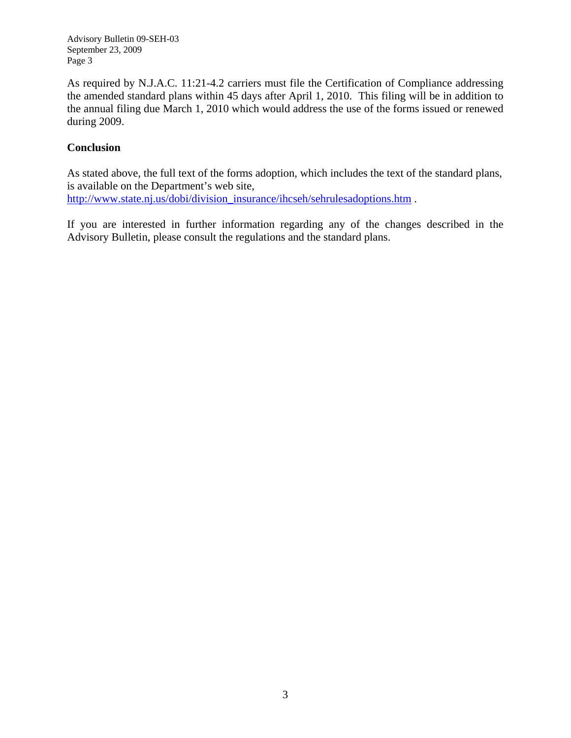As required by N.J.A.C. 11:21-4.2 carriers must file the Certification of Compliance addressing the amended standard plans within 45 days after April 1, 2010. This filing will be in addition to the annual filing due March 1, 2010 which would address the use of the forms issued or renewed during 2009.

## Conclusion

As stated above, the full text of the forms adoption, which includes the text of the standard plans, is available on the Department's web site, http://www.state.nj.us/dobi/division_insurance/ihcseh/sehrulesadoptions.htm .

If you are interested in further information regarding any of the changes described in the Advisory Bulletin, please consult the regulations and the standard plans.